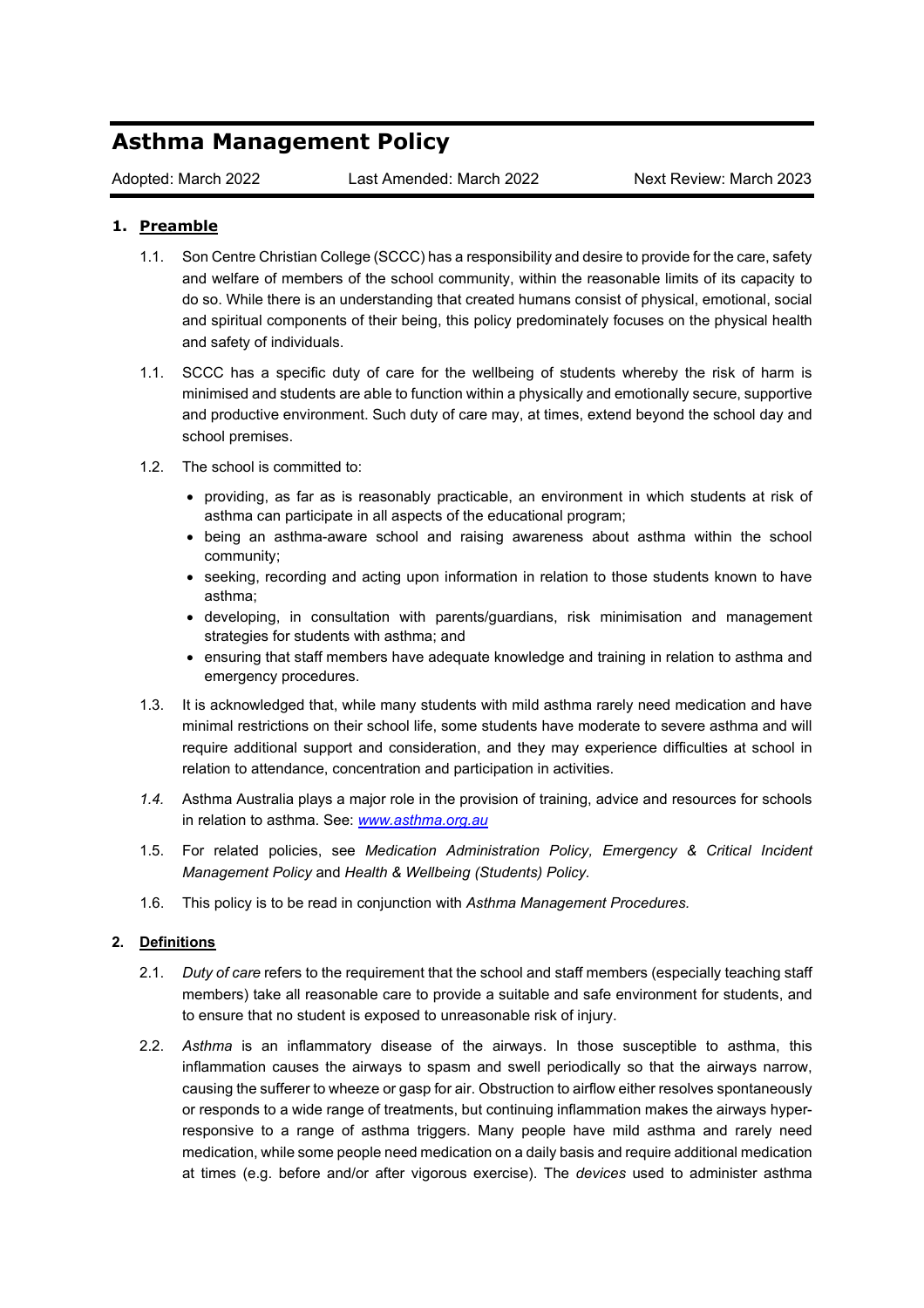# Asthma Management Policy

Adopted: March 2022 Last Amended: March 2022 Next Review: March 2023

## 1. Preamble

1.1. Son Centre Christian College (SCCC) has a responsibility and desire to provide for the care, safety and welfare of members of the school community, within the reasonable limits of its capacity to do so. While there is an understanding that created humans consist of physical, emotional, social and spiritual components of their being, this policy predominately focuses on the physical health and safety of individuals.

1.1. SCCC has a specific duty of care for the wellbeing of students whereby the risk of harm is minimised and students are able to function within a physically and emotionally secure, supportive and productive environment. Such duty of care may, at times, extend beyond the school day and school premises.

1.2. The school is committed to:

- providing, as far as is reasonably practicable, an environment in which students at risk of asthma can participate in all aspects of the educational program;
- being an asthma-aware school and raising awareness about asthma within the school community;
- seeking, recording and acting upon information in relation to those students known to have asthma;
- developing, in consultation with parents/guardians, risk minimisation and management strategies for students with asthma; and
- ensuring that staff members have adequate knowledge and training in relation to asthma and emergency procedures.

1.3. It is acknowledged that, while many students with mild asthma rarely need medication and have minimal restrictions on their school life, some students have moderate to severe asthma and will require additional support and consideration, and they may experience difficulties at school in relation to attendance, concentration and participation in activities.

*1.4.* Asthma Australia plays a major role in the provision of training, advice and resources for schools in relation to asthma. See: *www.asthma.org.au*

1.5. For related policies, see *Medication Administration Policy, Emergency & Critical Incident Management Policy* and *Health & Wellbeing (Students) Policy.*

1.6. This policy is to be read in conjunction with *Asthma Management Procedures.*

## 2. Definitions

2.1. *Duty of care* refers to the requirement that the school and staff members (especially teaching staff members) take all reasonable care to provide a suitable and safe environment for students, and to ensure that no student is exposed to unreasonable risk of injury.

2.2. *Asthma* is an inflammatory disease of the airways. In those susceptible to asthma, this inflammation causes the airways to spasm and swell periodically so that the airways narrow, causing the sufferer to wheeze or gasp for air. Obstruction to airflow either resolves spontaneously or responds to a wide range of treatments, but continuing inflammation makes the airways hyper-responsive to a range of asthma triggers. Many people have mild asthma and rarely need medication, while some people need medication on a daily basis and require additional medication at times (e.g. before and/or after vigorous exercise). The *devices* used to administer asthma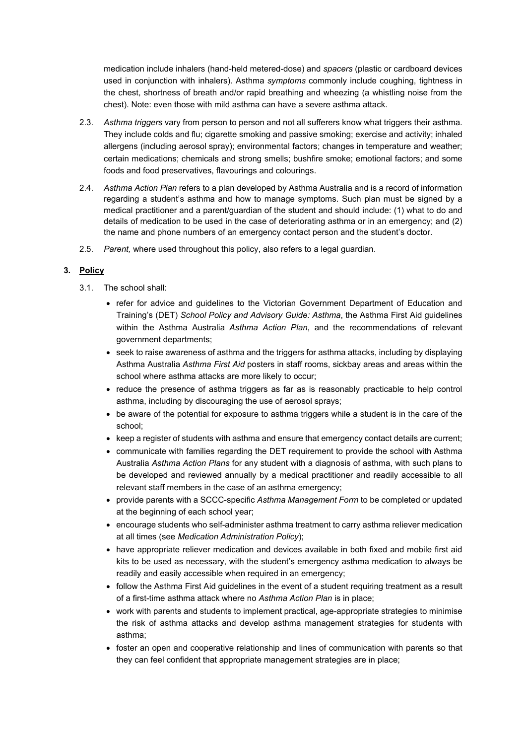medication include inhalers (hand-held metered-dose) and *spacers* (plastic or cardboard devices used in conjunction with inhalers). Asthma *symptoms* commonly include coughing, tightness in the chest, shortness of breath and/or rapid breathing and wheezing (a whistling noise from the chest). Note: even those with mild asthma can have a severe asthma attack.

2.3. *Asthma triggers* vary from person to person and not all sufferers know what triggers their asthma. They include colds and flu; cigarette smoking and passive smoking; exercise and activity; inhaled allergens (including aerosol spray); environmental factors; changes in temperature and weather; certain medications; chemicals and strong smells; bushfire smoke; emotional factors; and some foods and food preservatives, flavourings and colourings.

2.4. *Asthma Action Plan* refers to a plan developed by Asthma Australia and is a record of information regarding a student's asthma and how to manage symptoms. Such plan must be signed by a medical practitioner and a parent/guardian of the student and should include: (1) what to do and details of medication to be used in the case of deteriorating asthma or in an emergency; and (2) the name and phone numbers of an emergency contact person and the student's doctor.

2.5. *Parent,* where used throughout this policy, also refers to a legal guardian.

## 3. Policy

3.1. The school shall:

- refer for advice and guidelines to the Victorian Government Department of Education and Training's (DET) *School Policy and Advisory Guide: Asthma*, the Asthma First Aid guidelines within the Asthma Australia *Asthma Action Plan*, and the recommendations of relevant government departments;
- seek to raise awareness of asthma and the triggers for asthma attacks, including by displaying Asthma Australia *Asthma First Aid* posters in staff rooms, sickbay areas and areas within the school where asthma attacks are more likely to occur;
- reduce the presence of asthma triggers as far as is reasonably practicable to help control asthma, including by discouraging the use of aerosol sprays;
- be aware of the potential for exposure to asthma triggers while a student is in the care of the school;
- keep a register of students with asthma and ensure that emergency contact details are current;
- communicate with families regarding the DET requirement to provide the school with Asthma Australia *Asthma Action Plans* for any student with a diagnosis of asthma, with such plans to be developed and reviewed annually by a medical practitioner and readily accessible to all relevant staff members in the case of an asthma emergency;
- provide parents with a SCCC-specific *Asthma Management Form* to be completed or updated at the beginning of each school year;
- encourage students who self-administer asthma treatment to carry asthma reliever medication at all times (see *Medication Administration Policy*);
- have appropriate reliever medication and devices available in both fixed and mobile first aid kits to be used as necessary, with the student's emergency asthma medication to always be readily and easily accessible when required in an emergency;
- follow the Asthma First Aid guidelines in the event of a student requiring treatment as a result of a first-time asthma attack where no *Asthma Action Plan* is in place;
- work with parents and students to implement practical, age-appropriate strategies to minimise the risk of asthma attacks and develop asthma management strategies for students with asthma;
- foster an open and cooperative relationship and lines of communication with parents so that they can feel confident that appropriate management strategies are in place;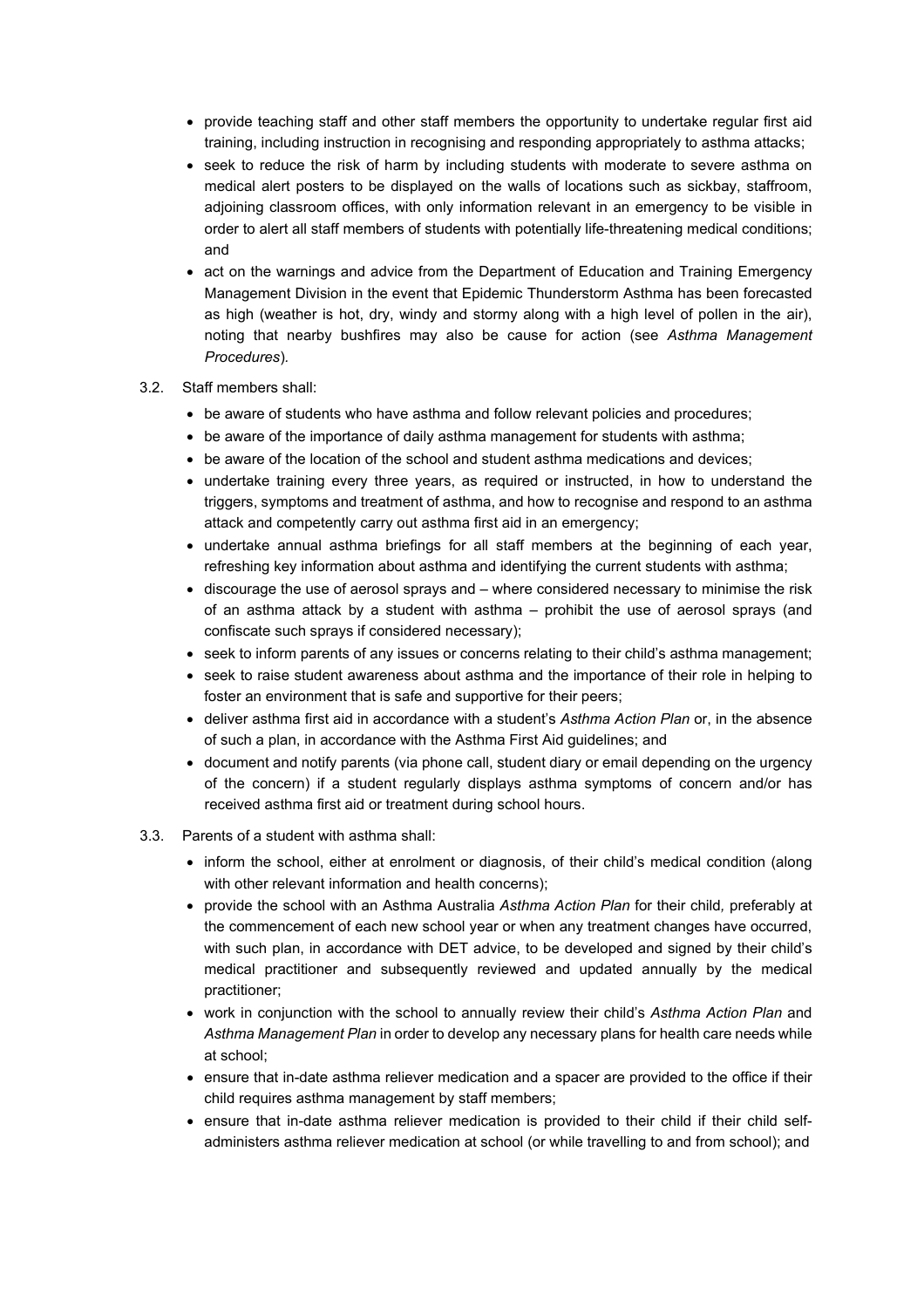- provide teaching staff and other staff members the opportunity to undertake regular first aid training, including instruction in recognising and responding appropriately to asthma attacks;
- seek to reduce the risk of harm by including students with moderate to severe asthma on medical alert posters to be displayed on the walls of locations such as sickbay, staffroom, adjoining classroom offices, with only information relevant in an emergency to be visible in order to alert all staff members of students with potentially life-threatening medical conditions; and
- act on the warnings and advice from the Department of Education and Training Emergency Management Division in the event that Epidemic Thunderstorm Asthma has been forecasted as high (weather is hot, dry, windy and stormy along with a high level of pollen in the air), noting that nearby bushfires may also be cause for action (see *Asthma Management Procedures*).

3.2. Staff members shall:

- be aware of students who have asthma and follow relevant policies and procedures;
- be aware of the importance of daily asthma management for students with asthma;
- be aware of the location of the school and student asthma medications and devices;
- undertake training every three years, as required or instructed, in how to understand the triggers, symptoms and treatment of asthma, and how to recognise and respond to an asthma attack and competently carry out asthma first aid in an emergency;
- undertake annual asthma briefings for all staff members at the beginning of each year, refreshing key information about asthma and identifying the current students with asthma;
- discourage the use of aerosol sprays and – where considered necessary to minimise the risk of an asthma attack by a student with asthma – prohibit the use of aerosol sprays (and confiscate such sprays if considered necessary);
- seek to inform parents of any issues or concerns relating to their child's asthma management;
- seek to raise student awareness about asthma and the importance of their role in helping to foster an environment that is safe and supportive for their peers;
- deliver asthma first aid in accordance with a student's *Asthma Action Plan* or, in the absence of such a plan, in accordance with the Asthma First Aid guidelines; and
- document and notify parents (via phone call, student diary or email depending on the urgency of the concern) if a student regularly displays asthma symptoms of concern and/or has received asthma first aid or treatment during school hours.

3.3. Parents of a student with asthma shall:

- inform the school, either at enrolment or diagnosis, of their child's medical condition (along with other relevant information and health concerns);
- provide the school with an Asthma Australia *Asthma Action Plan* for their child, preferably at the commencement of each new school year or when any treatment changes have occurred, with such plan, in accordance with DET advice, to be developed and signed by their child's medical practitioner and subsequently reviewed and updated annually by the medical practitioner;
- work in conjunction with the school to annually review their child's *Asthma Action Plan* and *Asthma Management Plan* in order to develop any necessary plans for health care needs while at school;
- ensure that in-date asthma reliever medication and a spacer are provided to the office if their child requires asthma management by staff members;
- ensure that in-date asthma reliever medication is provided to their child if their child self-administers asthma reliever medication at school (or while travelling to and from school); and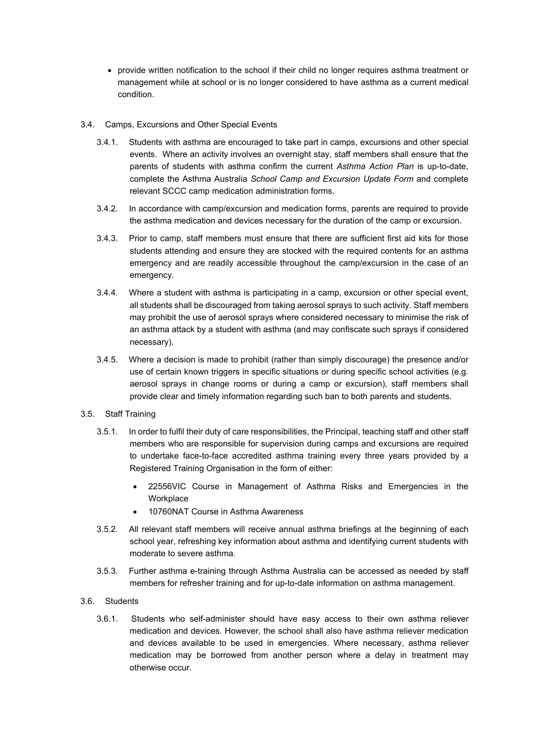- provide written notification to the school if their child no longer requires asthma treatment or management while at school or is no longer considered to have asthma as a current medical condition.

3.4. Camps, Excursions and Other Special Events

3.4.1. Students with asthma are encouraged to take part in camps, excursions and other special events. Where an activity involves an overnight stay, staff members shall ensure that the parents of students with asthma confirm the current *Asthma Action Plan* is up-to-date, complete the Asthma Australia *School Camp and Excursion Update Form* and complete relevant SCCC camp medication administration forms.

3.4.2. In accordance with camp/excursion and medication forms, parents are required to provide the asthma medication and devices necessary for the duration of the camp or excursion.

3.4.3. Prior to camp, staff members must ensure that there are sufficient first aid kits for those students attending and ensure they are stocked with the required contents for an asthma emergency and are readily accessible throughout the camp/excursion in the case of an emergency.

3.4.4. Where a student with asthma is participating in a camp, excursion or other special event, all students shall be discouraged from taking aerosol sprays to such activity. Staff members may prohibit the use of aerosol sprays where considered necessary to minimise the risk of an asthma attack by a student with asthma (and may confiscate such sprays if considered necessary).

3.4.5. Where a decision is made to prohibit (rather than simply discourage) the presence and/or use of certain known triggers in specific situations or during specific school activities (e.g. aerosol sprays in change rooms or during a camp or excursion), staff members shall provide clear and timely information regarding such ban to both parents and students.

3.5. Staff Training

3.5.1. In order to fulfil their duty of care responsibilities, the Principal, teaching staff and other staff members who are responsible for supervision during camps and excursions are required to undertake face-to-face accredited asthma training every three years provided by a Registered Training Organisation in the form of either:

- 22556VIC Course in Management of Asthma Risks and Emergencies in the Workplace
- 10760NAT Course in Asthma Awareness

3.5.2. All relevant staff members will receive annual asthma briefings at the beginning of each school year, refreshing key information about asthma and identifying current students with moderate to severe asthma.

3.5.3. Further asthma e-training through Asthma Australia can be accessed as needed by staff members for refresher training and for up-to-date information on asthma management.

3.6. Students

3.6.1. Students who self-administer should have easy access to their own asthma reliever medication and devices. However, the school shall also have asthma reliever medication and devices available to be used in emergencies. Where necessary, asthma reliever medication may be borrowed from another person where a delay in treatment may otherwise occur.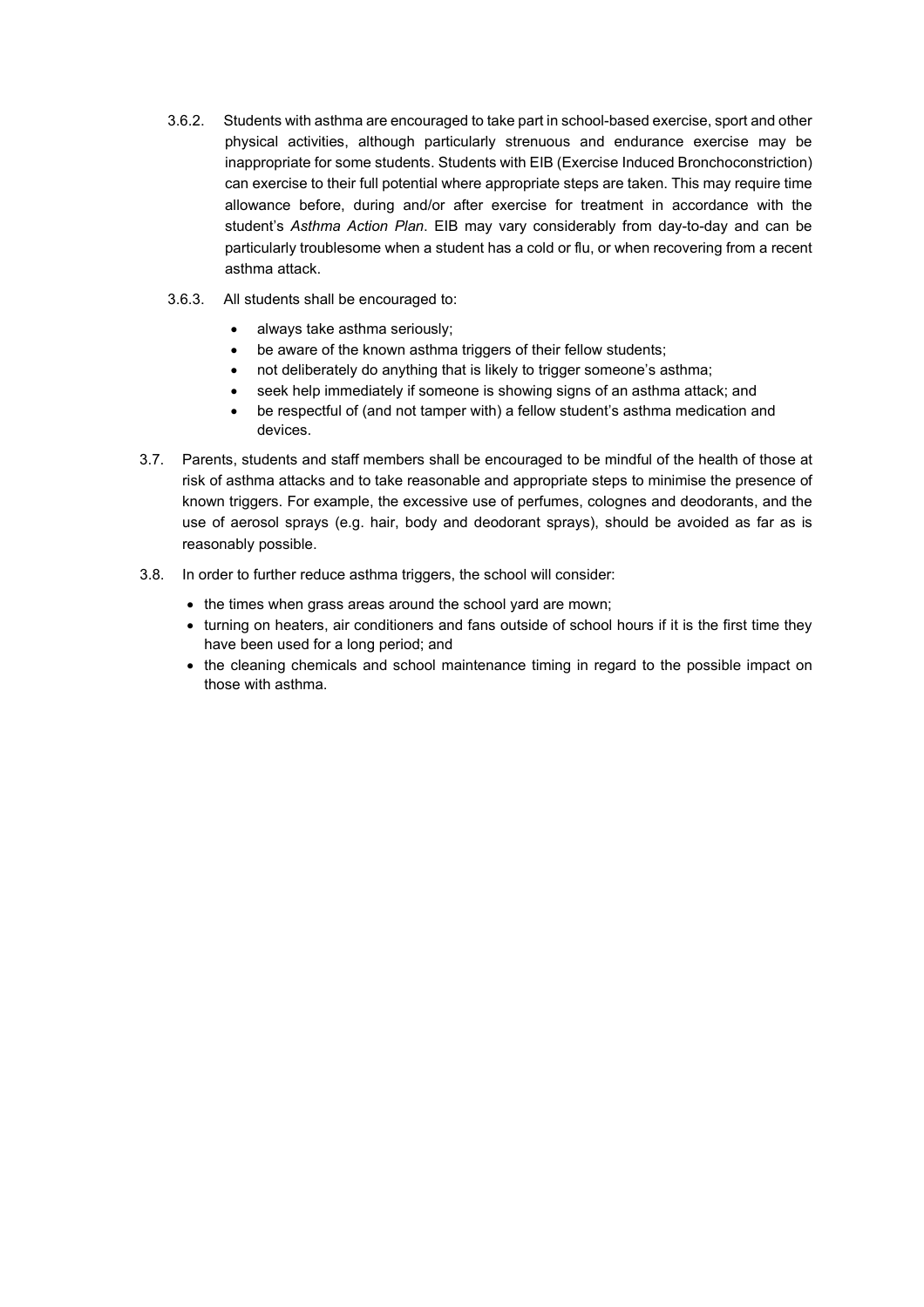3.6.2. Students with asthma are encouraged to take part in school-based exercise, sport and other physical activities, although particularly strenuous and endurance exercise may be inappropriate for some students. Students with EIB (Exercise Induced Bronchoconstriction) can exercise to their full potential where appropriate steps are taken. This may require time allowance before, during and/or after exercise for treatment in accordance with the student's *Asthma Action Plan*. EIB may vary considerably from day-to-day and can be particularly troublesome when a student has a cold or flu, or when recovering from a recent asthma attack.

3.6.3. All students shall be encouraged to:

- always take asthma seriously;
- be aware of the known asthma triggers of their fellow students;
- not deliberately do anything that is likely to trigger someone's asthma;
- seek help immediately if someone is showing signs of an asthma attack; and
- be respectful of (and not tamper with) a fellow student's asthma medication and devices.

3.7. Parents, students and staff members shall be encouraged to be mindful of the health of those at risk of asthma attacks and to take reasonable and appropriate steps to minimise the presence of known triggers. For example, the excessive use of perfumes, colognes and deodorants, and the use of aerosol sprays (e.g. hair, body and deodorant sprays), should be avoided as far as is reasonably possible.

3.8. In order to further reduce asthma triggers, the school will consider:

- the times when grass areas around the school yard are mown;
- turning on heaters, air conditioners and fans outside of school hours if it is the first time they have been used for a long period; and
- the cleaning chemicals and school maintenance timing in regard to the possible impact on those with asthma.